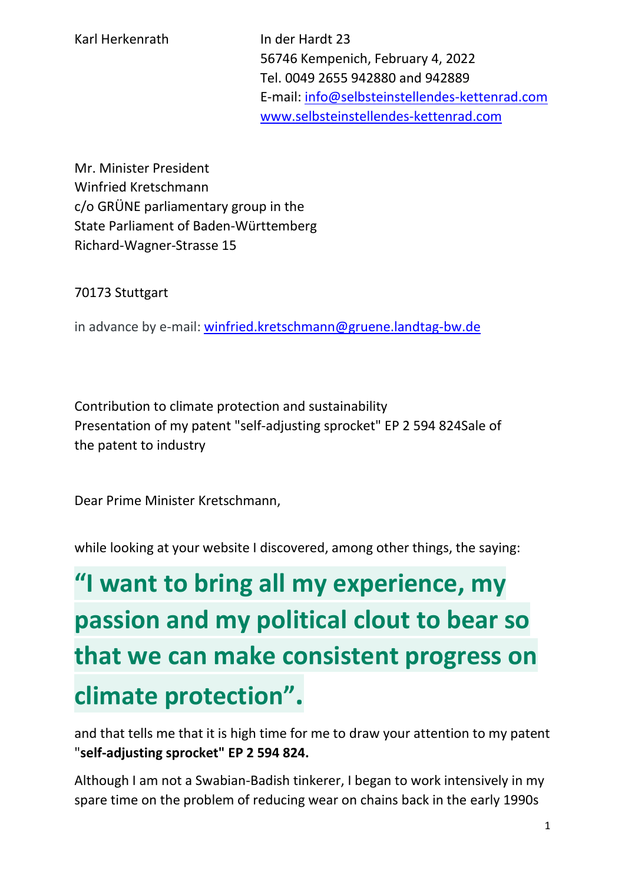Karl Herkenrath

In der Hardt 23
56746 Kempenich, February 4, 2022
Tel. 0049 2655 942880 and 942889
E-mail: info@selbsteinstellendes-kettenrad.com
www.selbsteinstellendes-kettenrad.com

Mr. Minister President
Winfried Kretschmann
c/o GRÜNE parliamentary group in the
State Parliament of Baden-Württemberg
Richard-Wagner-Strasse 15

70173 Stuttgart

in advance by e-mail: winfried.kretschmann@gruene.landtag-bw.de

Contribution to climate protection and sustainability
Presentation of my patent "self-adjusting sprocket" EP 2 594 824Sale of the patent to industry

Dear Prime Minister Kretschmann,

while looking at your website I discovered, among other things, the saying:

## "I want to bring all my experience, my passion and my political clout to bear so that we can make consistent progress on climate protection".

and that tells me that it is high time for me to draw your attention to my patent **"self-adjusting sprocket" EP 2 594 824.**

Although I am not a Swabian-Badish tinkerer, I began to work intensively in my spare time on the problem of reducing wear on chains back in the early 1990s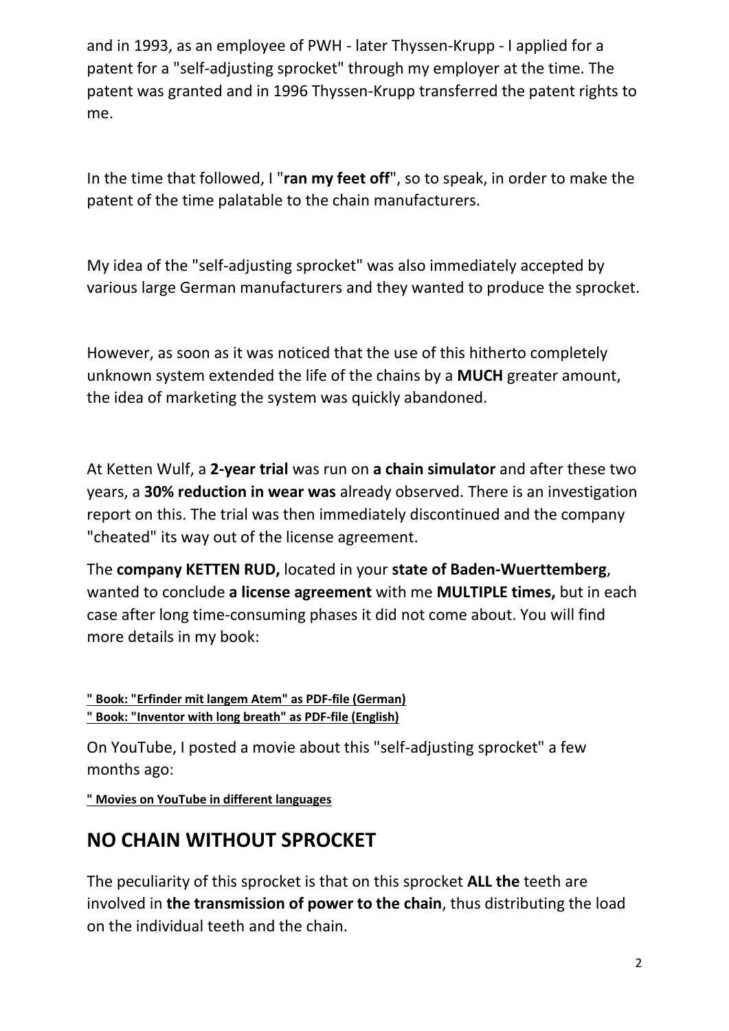and in 1993, as an employee of PWH - later Thyssen-Krupp - I applied for a patent for a "self-adjusting sprocket" through my employer at the time. The patent was granted and in 1996 Thyssen-Krupp transferred the patent rights to me.

In the time that followed, I "**ran my feet off**", so to speak, in order to make the patent of the time palatable to the chain manufacturers.

My idea of the "self-adjusting sprocket" was also immediately accepted by various large German manufacturers and they wanted to produce the sprocket.

However, as soon as it was noticed that the use of this hitherto completely unknown system extended the life of the chains by a **MUCH** greater amount, the idea of marketing the system was quickly abandoned.

At Ketten Wulf, a **2-year trial** was run on **a chain simulator** and after these two years, a **30% reduction in wear was** already observed. There is an investigation report on this. The trial was then immediately discontinued and the company "cheated" its way out of the license agreement.

The **company KETTEN RUD,** located in your **state of Baden-Wuerttemberg**, wanted to conclude **a license agreement** with me **MULTIPLE times,** but in each case after long time-consuming phases it did not come about. You will find more details in my book:

**" Book: "Erfinder mit langem Atem" as PDF-file (German)**
**" Book: "Inventor with long breath" as PDF-file (English)**

On YouTube, I posted a movie about this "self-adjusting sprocket" a few months ago:

**" Movies on YouTube in different languages**

## NO CHAIN WITHOUT SPROCKET

The peculiarity of this sprocket is that on this sprocket **ALL the** teeth are involved in **the transmission of power to the chain**, thus distributing the load on the individual teeth and the chain.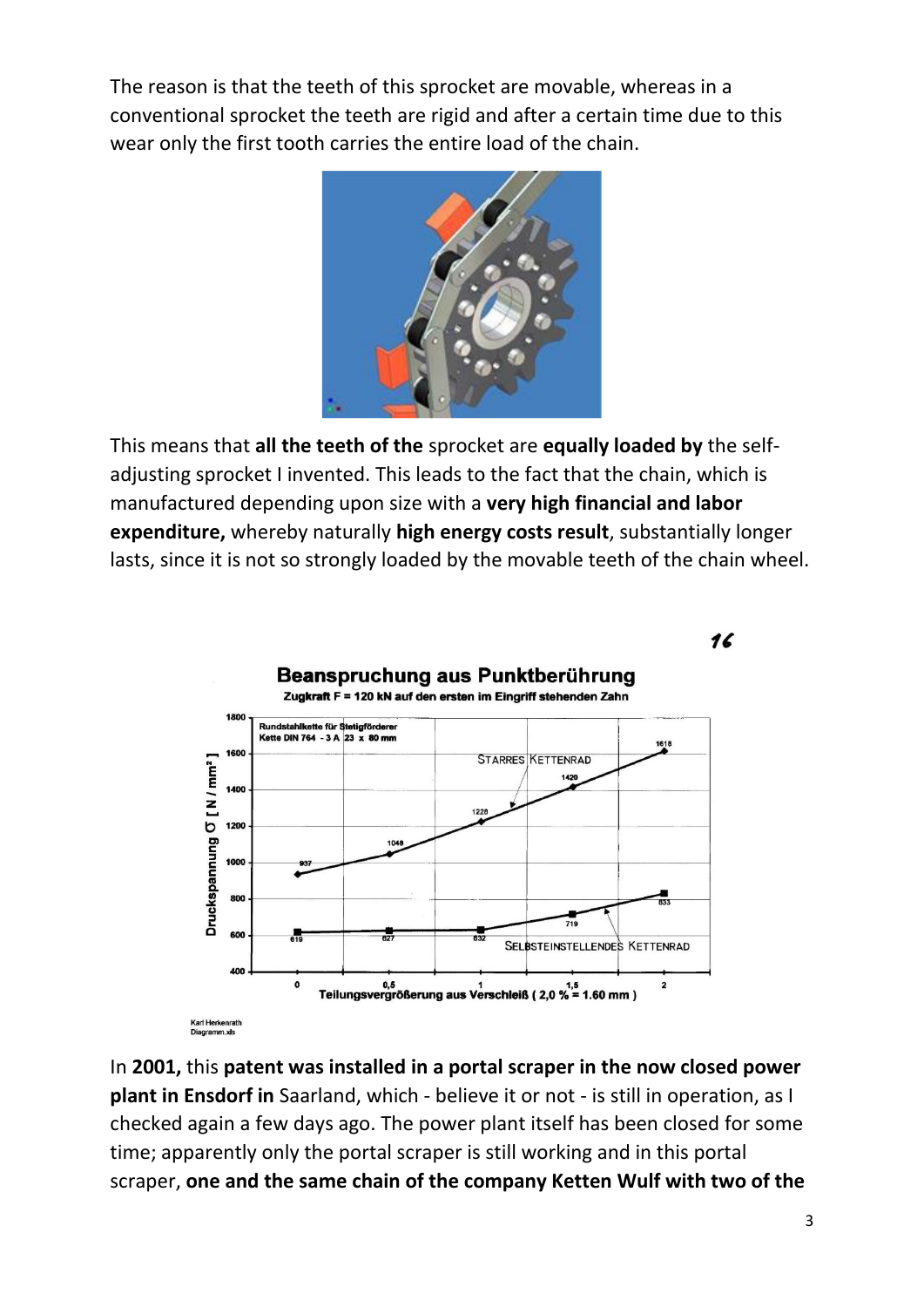The reason is that the teeth of this sprocket are movable, whereas in a conventional sprocket the teeth are rigid and after a certain time due to this wear only the first tooth carries the entire load of the chain.

This means that **all the teeth of the** sprocket are **equally loaded by** the self-adjusting sprocket I invented. This leads to the fact that the chain, which is manufactured depending upon size with a **very high financial and labor expenditure,** whereby naturally **high energy costs result**, substantially longer lasts, since it is not so strongly loaded by the movable teeth of the chain wheel.

In **2001,** this **patent was installed in a portal scraper in the now closed power plant in Ensdorf in** Saarland, which - believe it or not - is still in operation, as I checked again a few days ago. The power plant itself has been closed for some time; apparently only the portal scraper is still working and in this portal scraper, **one and the same chain of the company Ketten Wulf with two of the**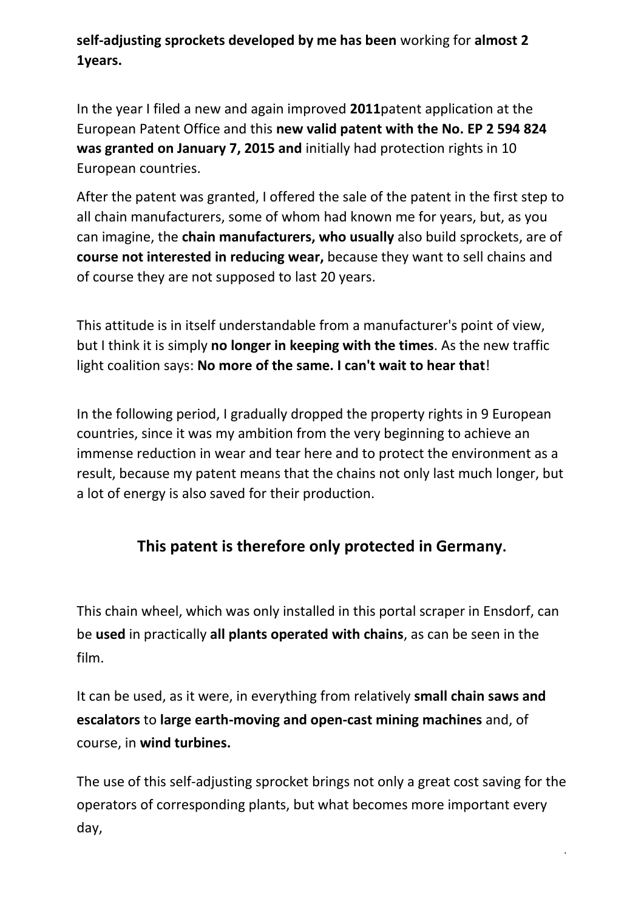**self-adjusting sprockets developed by me has been** working for **almost 2 1years.**

In the year I filed a new and again improved **2011**patent application at the European Patent Office and this **new valid patent with the No. EP 2 594 824 was granted on January 7, 2015 and** initially had protection rights in 10 European countries.

After the patent was granted, I offered the sale of the patent in the first step to all chain manufacturers, some of whom had known me for years, but, as you can imagine, the **chain manufacturers, who usually** also build sprockets, are of **course not interested in reducing wear,** because they want to sell chains and of course they are not supposed to last 20 years.

This attitude is in itself understandable from a manufacturer's point of view, but I think it is simply **no longer in keeping with the times**. As the new traffic light coalition says: **No more of the same. I can't wait to hear that**!

In the following period, I gradually dropped the property rights in 9 European countries, since it was my ambition from the very beginning to achieve an immense reduction in wear and tear here and to protect the environment as a result, because my patent means that the chains not only last much longer, but a lot of energy is also saved for their production.

## This patent is therefore only protected in Germany.

This chain wheel, which was only installed in this portal scraper in Ensdorf, can be **used** in practically **all plants operated with chains**, as can be seen in the film.

It can be used, as it were, in everything from relatively **small chain saws and escalators** to **large earth-moving and open-cast mining machines** and, of course, in **wind turbines.**

The use of this self-adjusting sprocket brings not only a great cost saving for the operators of corresponding plants, but what becomes more important every day,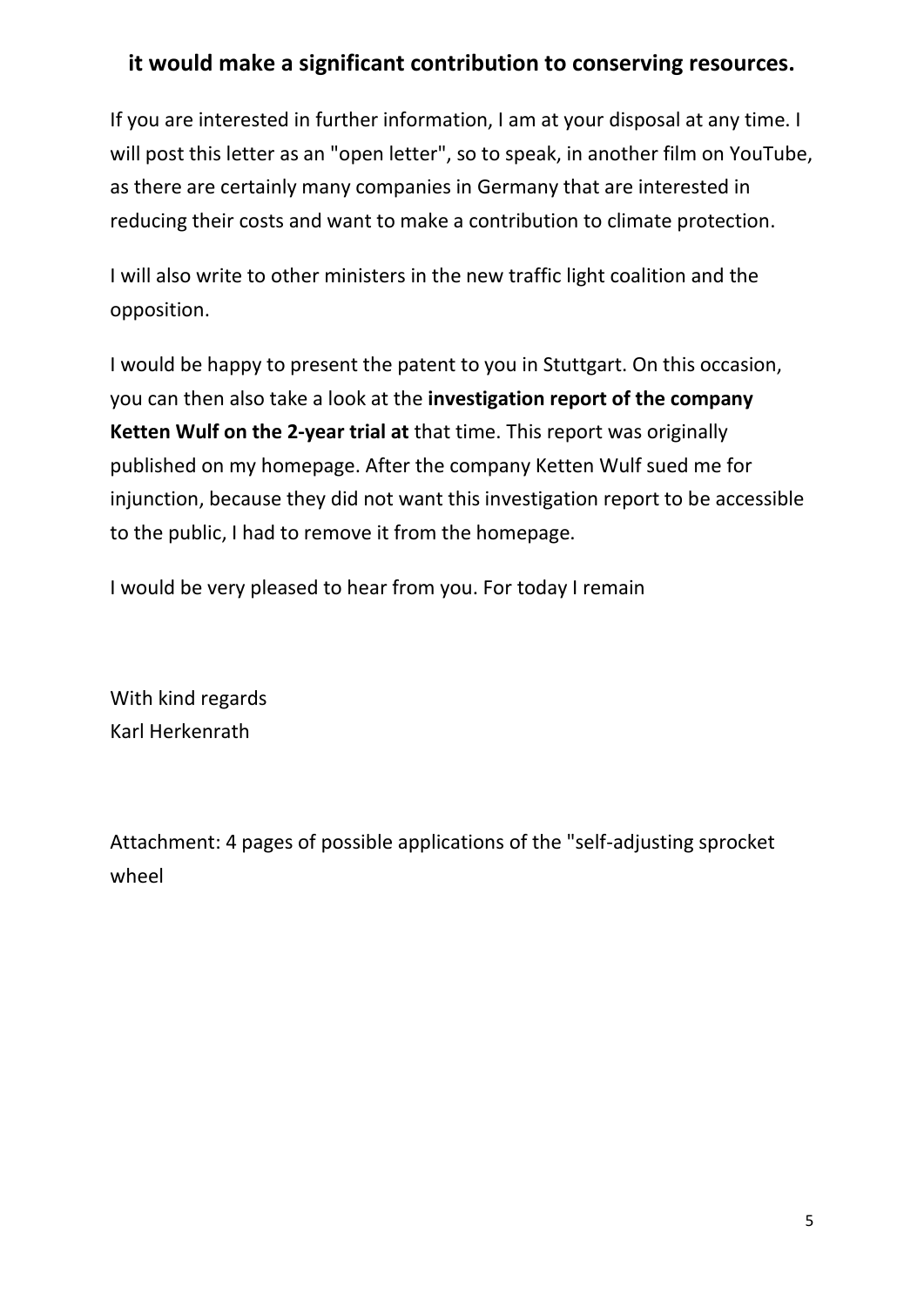**it would make a significant contribution to conserving resources.**

If you are interested in further information, I am at your disposal at any time. I will post this letter as an "open letter", so to speak, in another film on YouTube, as there are certainly many companies in Germany that are interested in reducing their costs and want to make a contribution to climate protection.

I will also write to other ministers in the new traffic light coalition and the opposition.

I would be happy to present the patent to you in Stuttgart. On this occasion, you can then also take a look at the **investigation report of the company Ketten Wulf on the 2-year trial at** that time. This report was originally published on my homepage. After the company Ketten Wulf sued me for injunction, because they did not want this investigation report to be accessible to the public, I had to remove it from the homepage.

I would be very pleased to hear from you. For today I remain

With kind regards
Karl Herkenrath

Attachment: 4 pages of possible applications of the "self-adjusting sprocket wheel